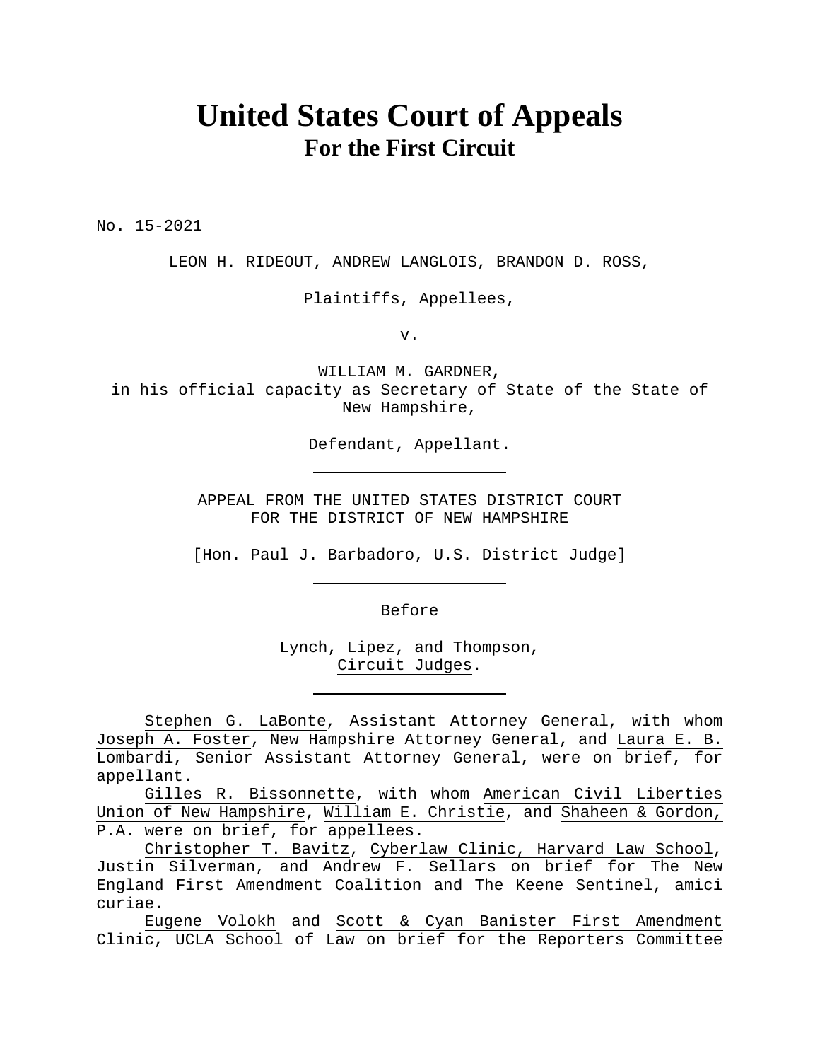# United States Court of Appeals
## For the First Circuit

---

No. 15-2021

LEON H. RIDEOUT, ANDREW LANGLOIS, BRANDON D. ROSS,

Plaintiffs, Appellees,

v.

WILLIAM M. GARDNER,
in his official capacity as Secretary of State of the State of New Hampshire,

Defendant, Appellant.

---

APPEAL FROM THE UNITED STATES DISTRICT COURT
FOR THE DISTRICT OF NEW HAMPSHIRE

[Hon. Paul J. Barbadoro, U.S. District Judge]

---

Before

Lynch, Lipez, and Thompson,
Circuit Judges.

---

Stephen G. LaBonte, Assistant Attorney General, with whom Joseph A. Foster, New Hampshire Attorney General, and Laura E. B. Lombardi, Senior Assistant Attorney General, were on brief, for appellant.

Gilles R. Bissonnette, with whom American Civil Liberties Union of New Hampshire, William E. Christie, and Shaheen & Gordon, P.A. were on brief, for appellees.

Christopher T. Bavitz, Cyberlaw Clinic, Harvard Law School, Justin Silverman, and Andrew F. Sellars on brief for The New England First Amendment Coalition and The Keene Sentinel, amici curiae.

Eugene Volokh and Scott & Cyan Banister First Amendment Clinic, UCLA School of Law on brief for the Reporters Committee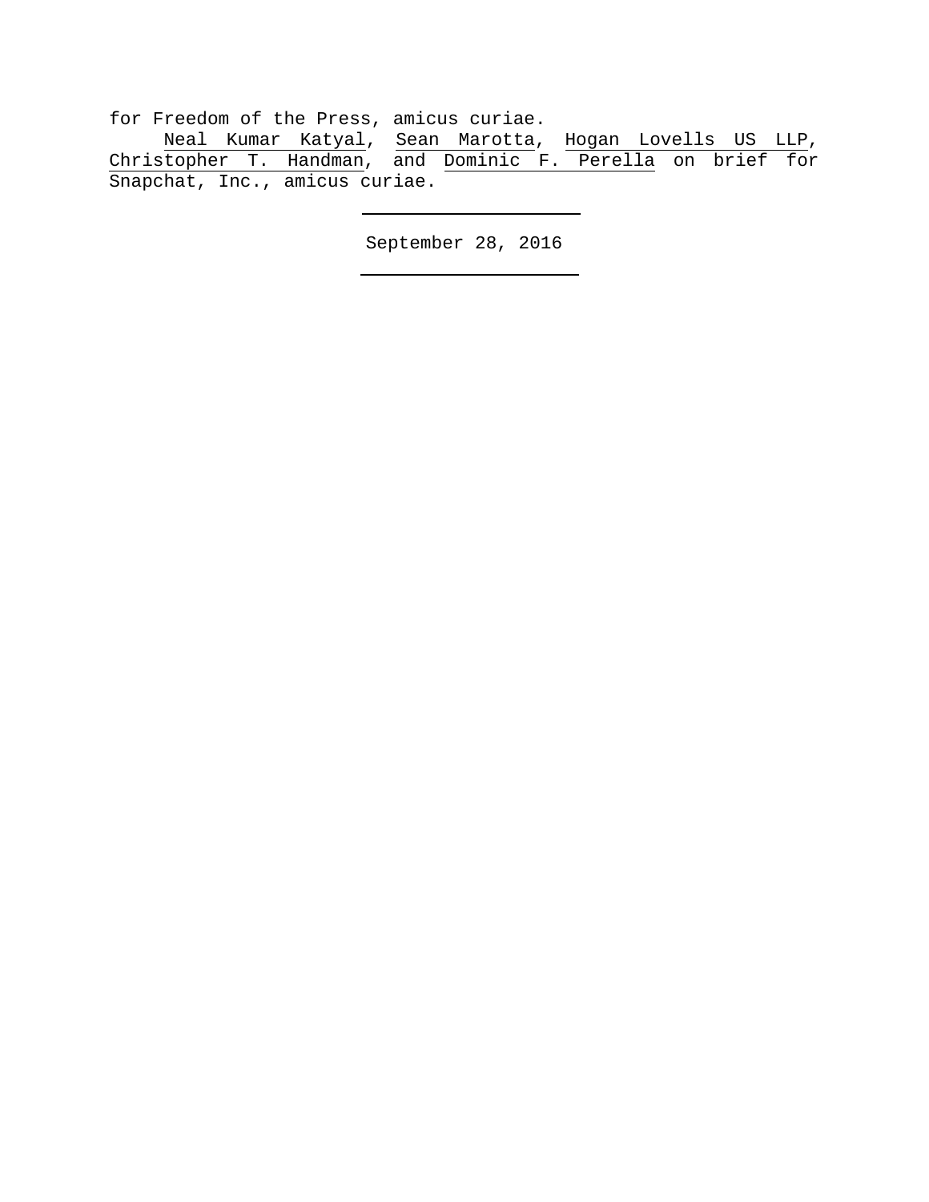for Freedom of the Press, amicus curiae.

Neal Kumar Katyal, Sean Marotta, Hogan Lovells US LLP, Christopher T. Handman, and Dominic F. Perella on brief for Snapchat, Inc., amicus curiae.

---

September 28, 2016

---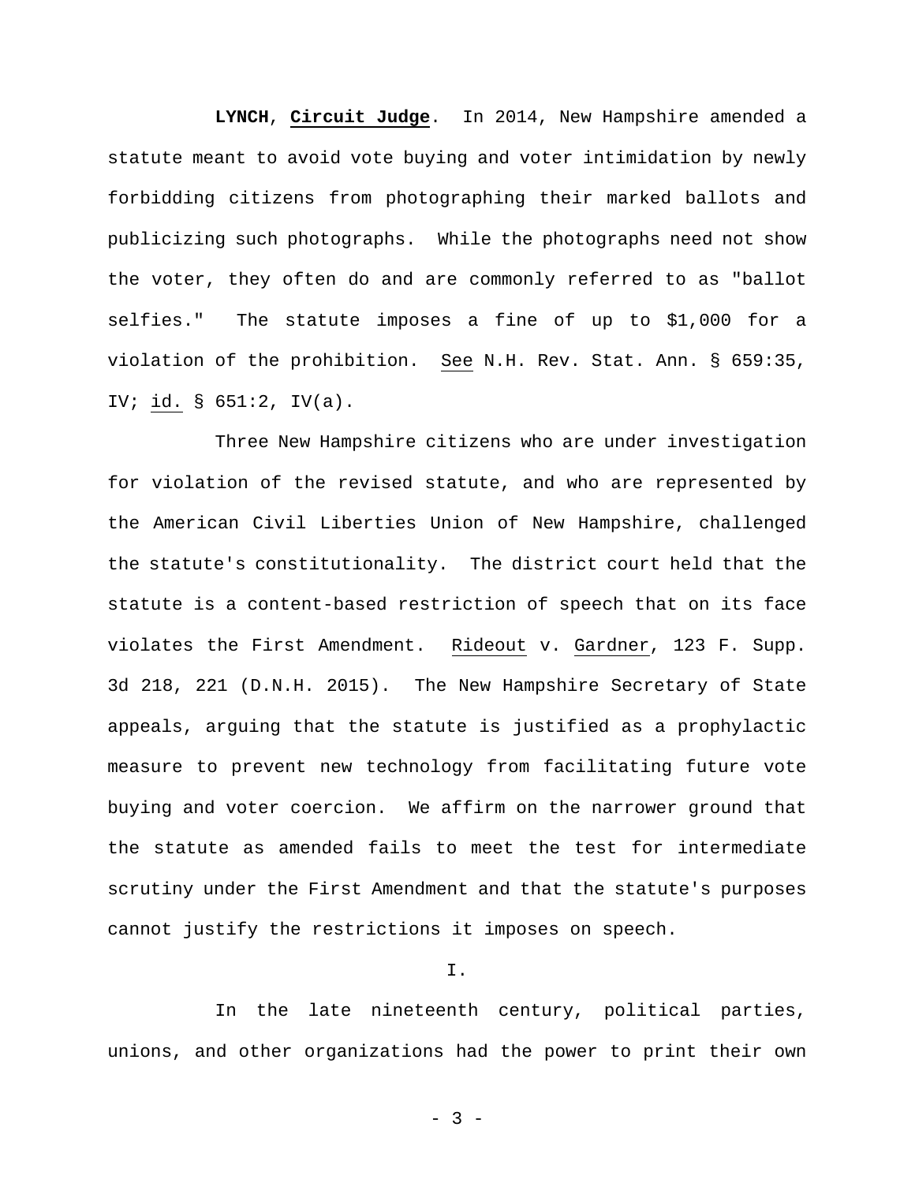**LYNCH**, **Circuit Judge**. In 2014, New Hampshire amended a statute meant to avoid vote buying and voter intimidation by newly forbidding citizens from photographing their marked ballots and publicizing such photographs. While the photographs need not show the voter, they often do and are commonly referred to as "ballot selfies." The statute imposes a fine of up to $1,000 for a violation of the prohibition. See N.H. Rev. Stat. Ann. § 659:35, IV; id. § 651:2, IV(a).

Three New Hampshire citizens who are under investigation for violation of the revised statute, and who are represented by the American Civil Liberties Union of New Hampshire, challenged the statute's constitutionality. The district court held that the statute is a content-based restriction of speech that on its face violates the First Amendment. Rideout v. Gardner, 123 F. Supp. 3d 218, 221 (D.N.H. 2015). The New Hampshire Secretary of State appeals, arguing that the statute is justified as a prophylactic measure to prevent new technology from facilitating future vote buying and voter coercion. We affirm on the narrower ground that the statute as amended fails to meet the test for intermediate scrutiny under the First Amendment and that the statute's purposes cannot justify the restrictions it imposes on speech.

I.

In the late nineteenth century, political parties, unions, and other organizations had the power to print their own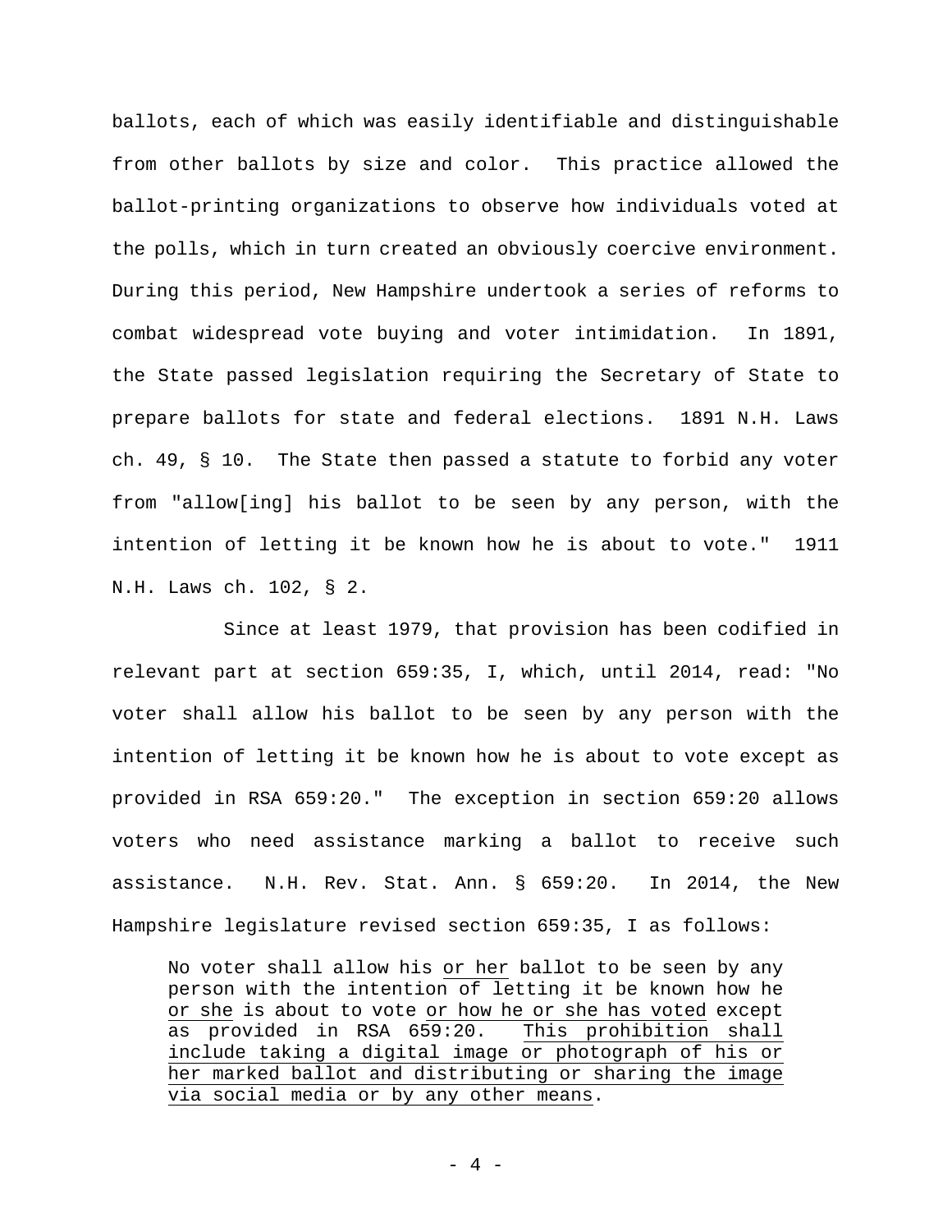ballots, each of which was easily identifiable and distinguishable from other ballots by size and color. This practice allowed the ballot-printing organizations to observe how individuals voted at the polls, which in turn created an obviously coercive environment. During this period, New Hampshire undertook a series of reforms to combat widespread vote buying and voter intimidation. In 1891, the State passed legislation requiring the Secretary of State to prepare ballots for state and federal elections. 1891 N.H. Laws ch. 49, § 10. The State then passed a statute to forbid any voter from "allow[ing] his ballot to be seen by any person, with the intention of letting it be known how he is about to vote." 1911 N.H. Laws ch. 102, § 2.

Since at least 1979, that provision has been codified in relevant part at section 659:35, I, which, until 2014, read: "No voter shall allow his ballot to be seen by any person with the intention of letting it be known how he is about to vote except as provided in RSA 659:20." The exception in section 659:20 allows voters who need assistance marking a ballot to receive such assistance. N.H. Rev. Stat. Ann. § 659:20. In 2014, the New Hampshire legislature revised section 659:35, I as follows:

> No voter shall allow his <u>or her</u> ballot to be seen by any person with the intention of letting it be known how he <u>or she</u> is about to vote <u>or how he or she has voted</u> except as provided in RSA 659:20. <u>This prohibition shall include taking a digital image or photograph of his or her marked ballot and distributing or sharing the image via social media or by any other means</u>.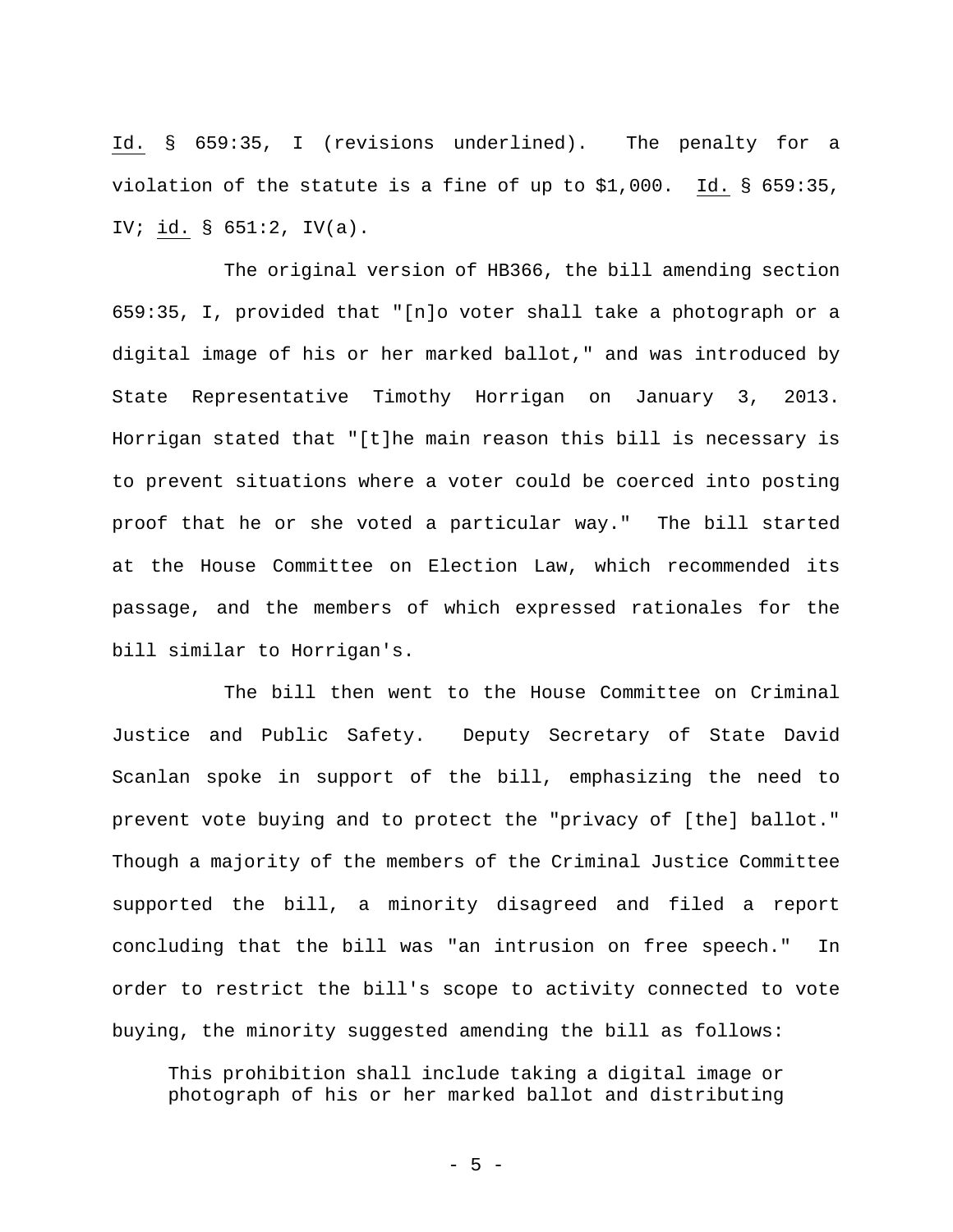Id. § 659:35, I (revisions underlined). The penalty for a violation of the statute is a fine of up to $1,000. Id. § 659:35, IV; id. § 651:2, IV(a).

The original version of HB366, the bill amending section 659:35, I, provided that "[n]o voter shall take a photograph or a digital image of his or her marked ballot," and was introduced by State Representative Timothy Horrigan on January 3, 2013. Horrigan stated that "[t]he main reason this bill is necessary is to prevent situations where a voter could be coerced into posting proof that he or she voted a particular way." The bill started at the House Committee on Election Law, which recommended its passage, and the members of which expressed rationales for the bill similar to Horrigan's.

The bill then went to the House Committee on Criminal Justice and Public Safety. Deputy Secretary of State David Scanlan spoke in support of the bill, emphasizing the need to prevent vote buying and to protect the "privacy of [the] ballot." Though a majority of the members of the Criminal Justice Committee supported the bill, a minority disagreed and filed a report concluding that the bill was "an intrusion on free speech." In order to restrict the bill's scope to activity connected to vote buying, the minority suggested amending the bill as follows:

> This prohibition shall include taking a digital image or photograph of his or her marked ballot and distributing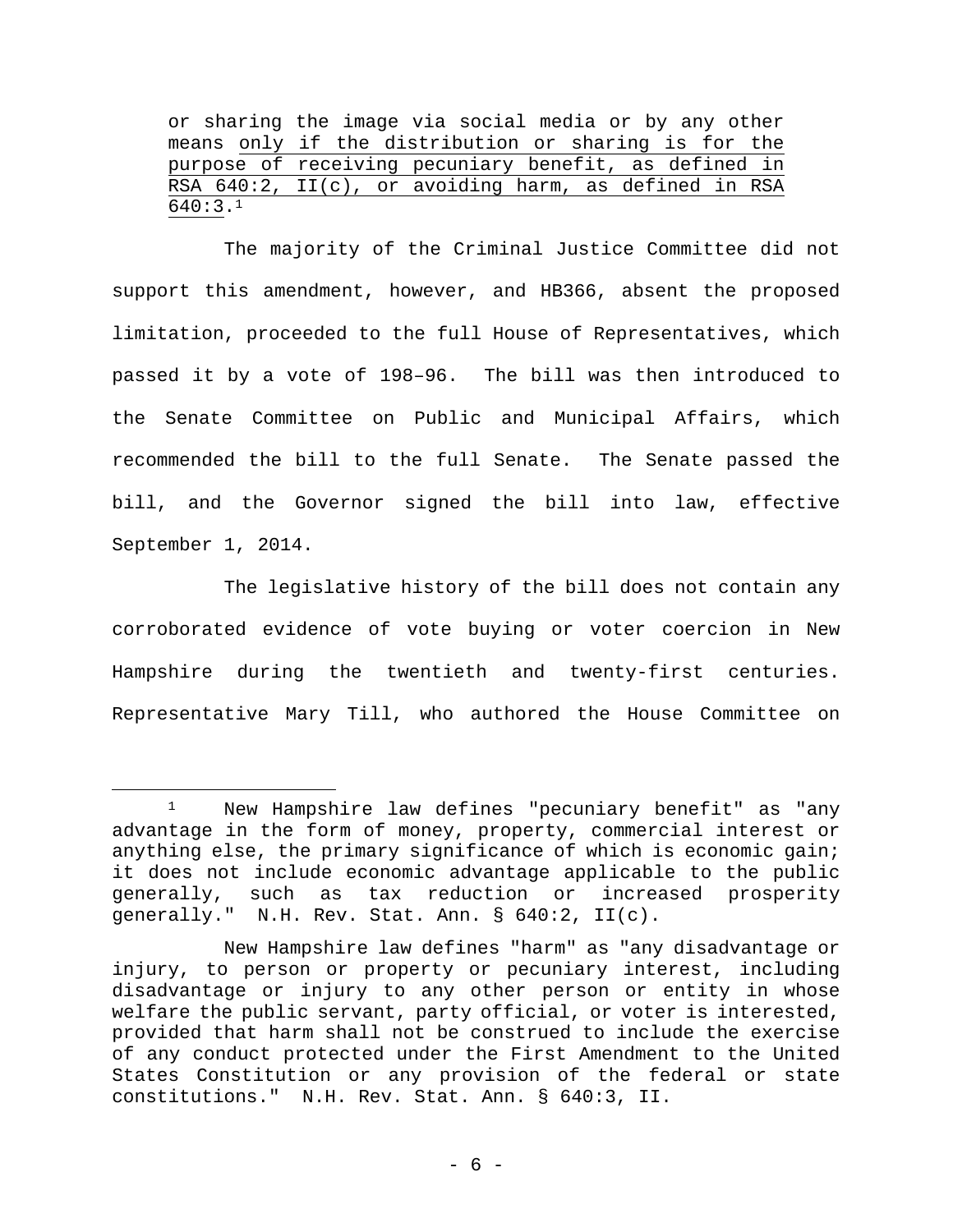> or sharing the image via social media or by any other means <u>only if the distribution or sharing is for the purpose of receiving pecuniary benefit, as defined in RSA 640:2, II(c), or avoiding harm, as defined in RSA 640:3</u>.[1]

The majority of the Criminal Justice Committee did not support this amendment, however, and HB366, absent the proposed limitation, proceeded to the full House of Representatives, which passed it by a vote of 198–96. The bill was then introduced to the Senate Committee on Public and Municipal Affairs, which recommended the bill to the full Senate. The Senate passed the bill, and the Governor signed the bill into law, effective September 1, 2014.

The legislative history of the bill does not contain any corroborated evidence of vote buying or voter coercion in New Hampshire during the twentieth and twenty-first centuries. Representative Mary Till, who authored the House Committee on

---

[1] New Hampshire law defines "pecuniary benefit" as "any advantage in the form of money, property, commercial interest or anything else, the primary significance of which is economic gain; it does not include economic advantage applicable to the public generally, such as tax reduction or increased prosperity generally." N.H. Rev. Stat. Ann. § 640:2, II(c).

New Hampshire law defines "harm" as "any disadvantage or injury, to person or property or pecuniary interest, including disadvantage or injury to any other person or entity in whose welfare the public servant, party official, or voter is interested, provided that harm shall not be construed to include the exercise of any conduct protected under the First Amendment to the United States Constitution or any provision of the federal or state constitutions." N.H. Rev. Stat. Ann. § 640:3, II.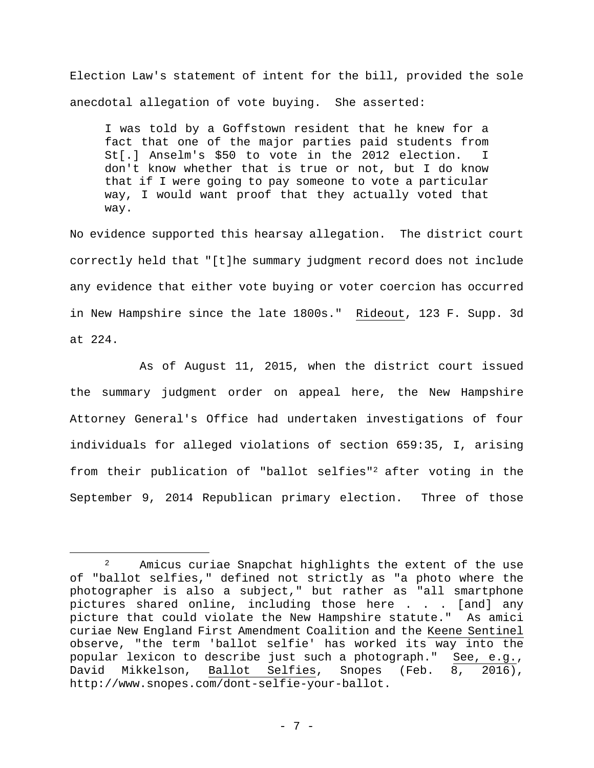Election Law's statement of intent for the bill, provided the sole anecdotal allegation of vote buying. She asserted:

> I was told by a Goffstown resident that he knew for a fact that one of the major parties paid students from St[.] Anselm's $50 to vote in the 2012 election. I don't know whether that is true or not, but I do know that if I were going to pay someone to vote a particular way, I would want proof that they actually voted that way.

No evidence supported this hearsay allegation. The district court correctly held that "[t]he summary judgment record does not include any evidence that either vote buying or voter coercion has occurred in New Hampshire since the late 1800s." Rideout, 123 F. Supp. 3d at 224.

As of August 11, 2015, when the district court issued the summary judgment order on appeal here, the New Hampshire Attorney General's Office had undertaken investigations of four individuals for alleged violations of section 659:35, I, arising from their publication of "ballot selfies"[2] after voting in the September 9, 2014 Republican primary election. Three of those

---

[2] Amicus curiae Snapchat highlights the extent of the use of "ballot selfies," defined not strictly as "a photo where the photographer is also a subject," but rather as "all smartphone pictures shared online, including those here . . . [and] any picture that could violate the New Hampshire statute." As amici curiae New England First Amendment Coalition and the Keene Sentinel observe, "the term 'ballot selfie' has worked its way into the popular lexicon to describe just such a photograph." See, e.g., David Mikkelson, Ballot Selfies, Snopes (Feb. 8, 2016), http://www.snopes.com/dont-selfie-your-ballot.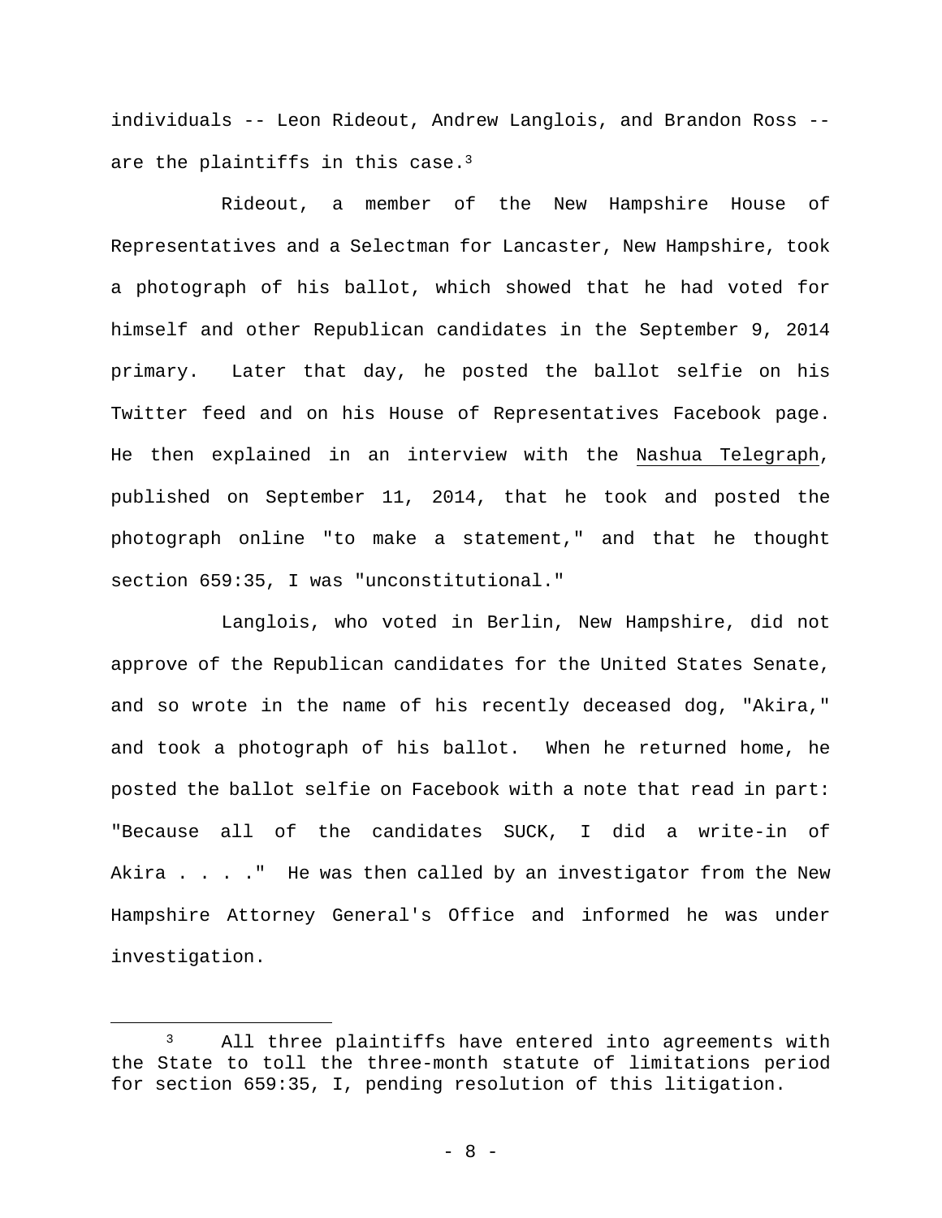individuals -- Leon Rideout, Andrew Langlois, and Brandon Ross -- are the plaintiffs in this case.[3]

Rideout, a member of the New Hampshire House of Representatives and a Selectman for Lancaster, New Hampshire, took a photograph of his ballot, which showed that he had voted for himself and other Republican candidates in the September 9, 2014 primary. Later that day, he posted the ballot selfie on his Twitter feed and on his House of Representatives Facebook page. He then explained in an interview with the Nashua Telegraph, published on September 11, 2014, that he took and posted the photograph online "to make a statement," and that he thought section 659:35, I was "unconstitutional."

Langlois, who voted in Berlin, New Hampshire, did not approve of the Republican candidates for the United States Senate, and so wrote in the name of his recently deceased dog, "Akira," and took a photograph of his ballot. When he returned home, he posted the ballot selfie on Facebook with a note that read in part: "Because all of the candidates SUCK, I did a write-in of Akira . . . ." He was then called by an investigator from the New Hampshire Attorney General's Office and informed he was under investigation.

---

[3] All three plaintiffs have entered into agreements with the State to toll the three-month statute of limitations period for section 659:35, I, pending resolution of this litigation.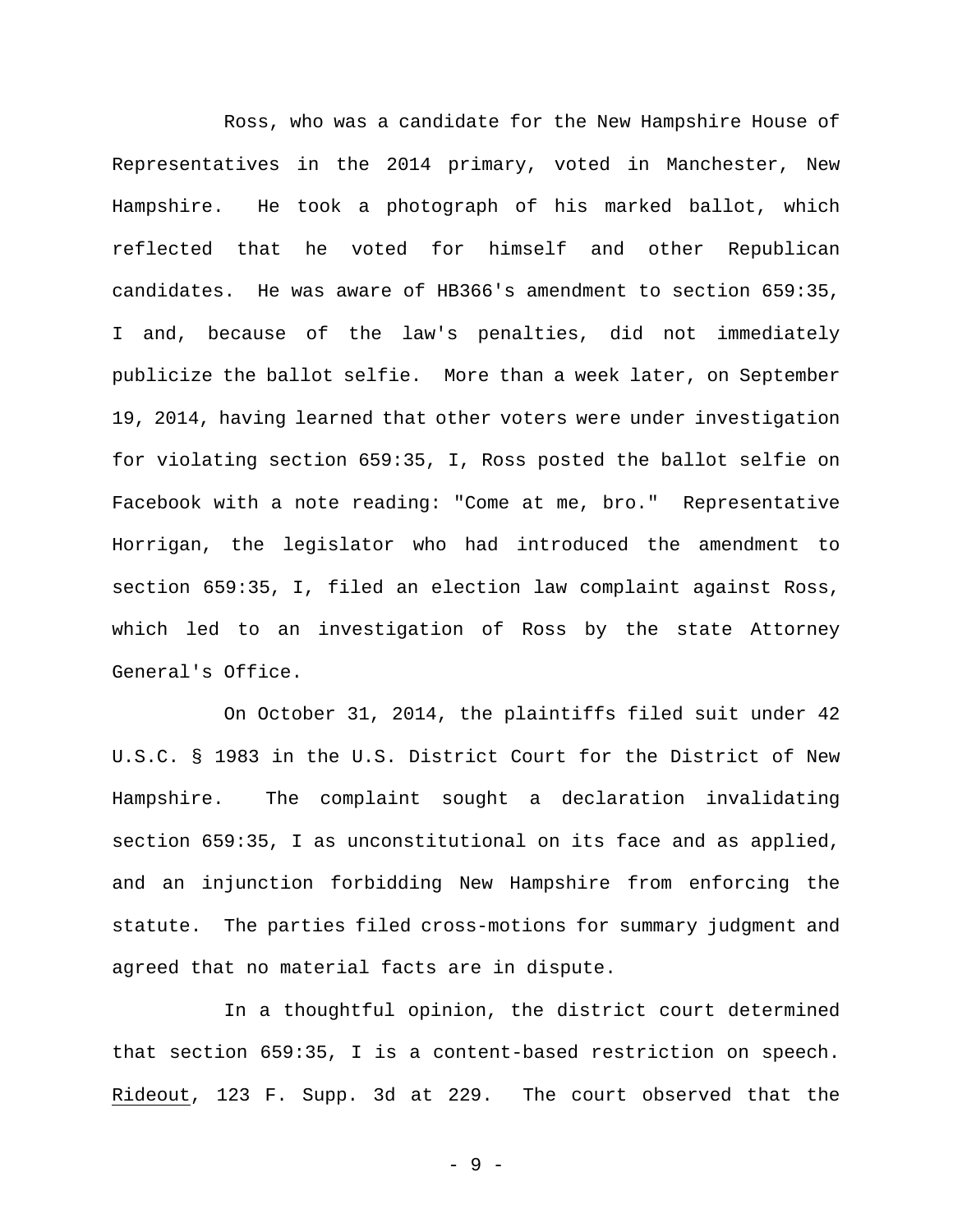Ross, who was a candidate for the New Hampshire House of Representatives in the 2014 primary, voted in Manchester, New Hampshire. He took a photograph of his marked ballot, which reflected that he voted for himself and other Republican candidates. He was aware of HB366's amendment to section 659:35, I and, because of the law's penalties, did not immediately publicize the ballot selfie. More than a week later, on September 19, 2014, having learned that other voters were under investigation for violating section 659:35, I, Ross posted the ballot selfie on Facebook with a note reading: "Come at me, bro." Representative Horrigan, the legislator who had introduced the amendment to section 659:35, I, filed an election law complaint against Ross, which led to an investigation of Ross by the state Attorney General's Office.

On October 31, 2014, the plaintiffs filed suit under 42 U.S.C. § 1983 in the U.S. District Court for the District of New Hampshire. The complaint sought a declaration invalidating section 659:35, I as unconstitutional on its face and as applied, and an injunction forbidding New Hampshire from enforcing the statute. The parties filed cross-motions for summary judgment and agreed that no material facts are in dispute.

In a thoughtful opinion, the district court determined that section 659:35, I is a content-based restriction on speech. Rideout, 123 F. Supp. 3d at 229. The court observed that the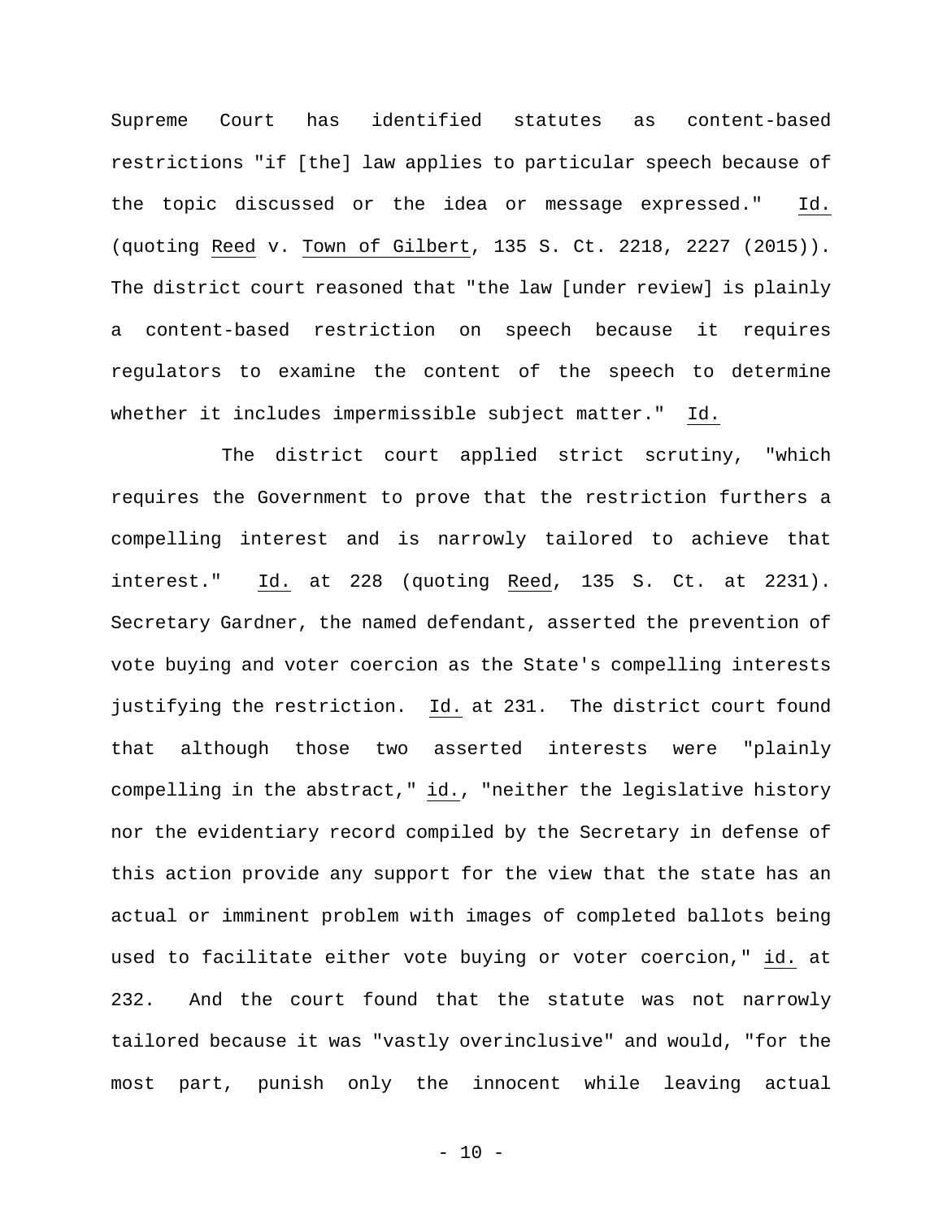Supreme Court has identified statutes as content-based restrictions "if [the] law applies to particular speech because of the topic discussed or the idea or message expressed." Id. (quoting Reed v. Town of Gilbert, 135 S. Ct. 2218, 2227 (2015)). The district court reasoned that "the law [under review] is plainly a content-based restriction on speech because it requires regulators to examine the content of the speech to determine whether it includes impermissible subject matter." Id.

The district court applied strict scrutiny, "which requires the Government to prove that the restriction furthers a compelling interest and is narrowly tailored to achieve that interest." Id. at 228 (quoting Reed, 135 S. Ct. at 2231). Secretary Gardner, the named defendant, asserted the prevention of vote buying and voter coercion as the State's compelling interests justifying the restriction. Id. at 231. The district court found that although those two asserted interests were "plainly compelling in the abstract," id., "neither the legislative history nor the evidentiary record compiled by the Secretary in defense of this action provide any support for the view that the state has an actual or imminent problem with images of completed ballots being used to facilitate either vote buying or voter coercion," id. at 232. And the court found that the statute was not narrowly tailored because it was "vastly overinclusive" and would, "for the most part, punish only the innocent while leaving actual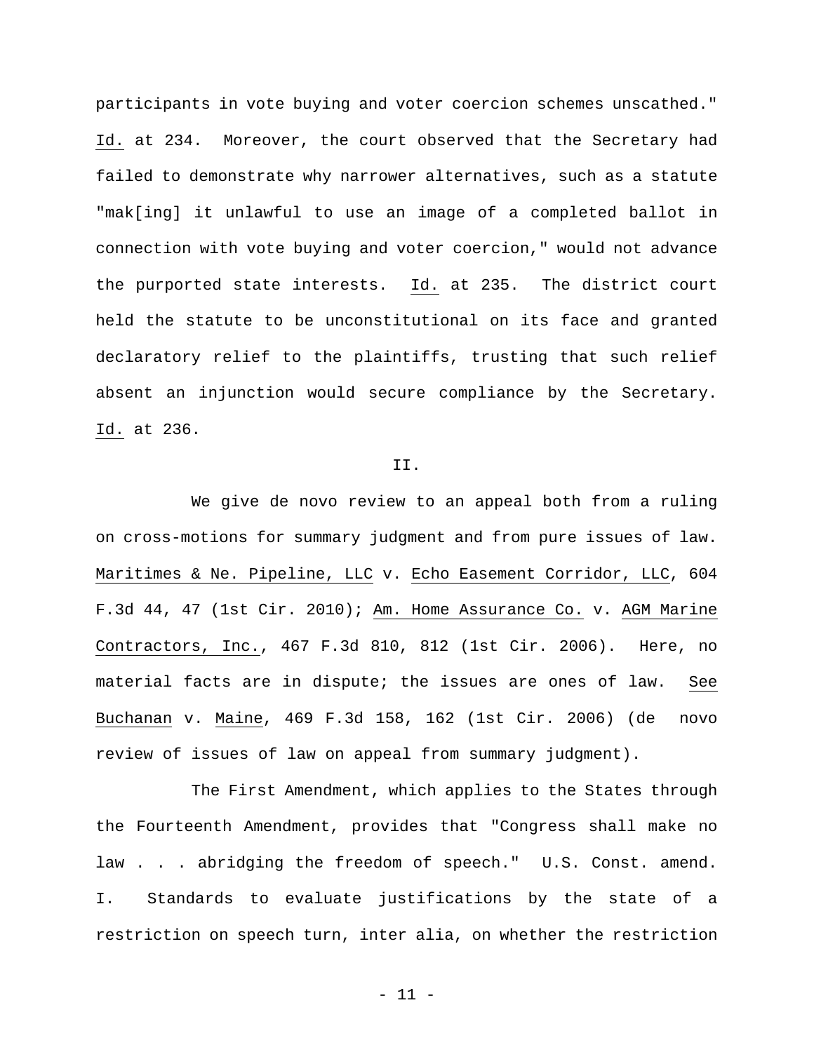participants in vote buying and voter coercion schemes unscathed." Id. at 234. Moreover, the court observed that the Secretary had failed to demonstrate why narrower alternatives, such as a statute "mak[ing] it unlawful to use an image of a completed ballot in connection with vote buying and voter coercion," would not advance the purported state interests. Id. at 235. The district court held the statute to be unconstitutional on its face and granted declaratory relief to the plaintiffs, trusting that such relief absent an injunction would secure compliance by the Secretary. Id. at 236.

II.

We give de novo review to an appeal both from a ruling on cross-motions for summary judgment and from pure issues of law. Maritimes & Ne. Pipeline, LLC v. Echo Easement Corridor, LLC, 604 F.3d 44, 47 (1st Cir. 2010); Am. Home Assurance Co. v. AGM Marine Contractors, Inc., 467 F.3d 810, 812 (1st Cir. 2006). Here, no material facts are in dispute; the issues are ones of law. See Buchanan v. Maine, 469 F.3d 158, 162 (1st Cir. 2006) (de novo review of issues of law on appeal from summary judgment).

The First Amendment, which applies to the States through the Fourteenth Amendment, provides that "Congress shall make no law . . . abridging the freedom of speech." U.S. Const. amend. I. Standards to evaluate justifications by the state of a restriction on speech turn, inter alia, on whether the restriction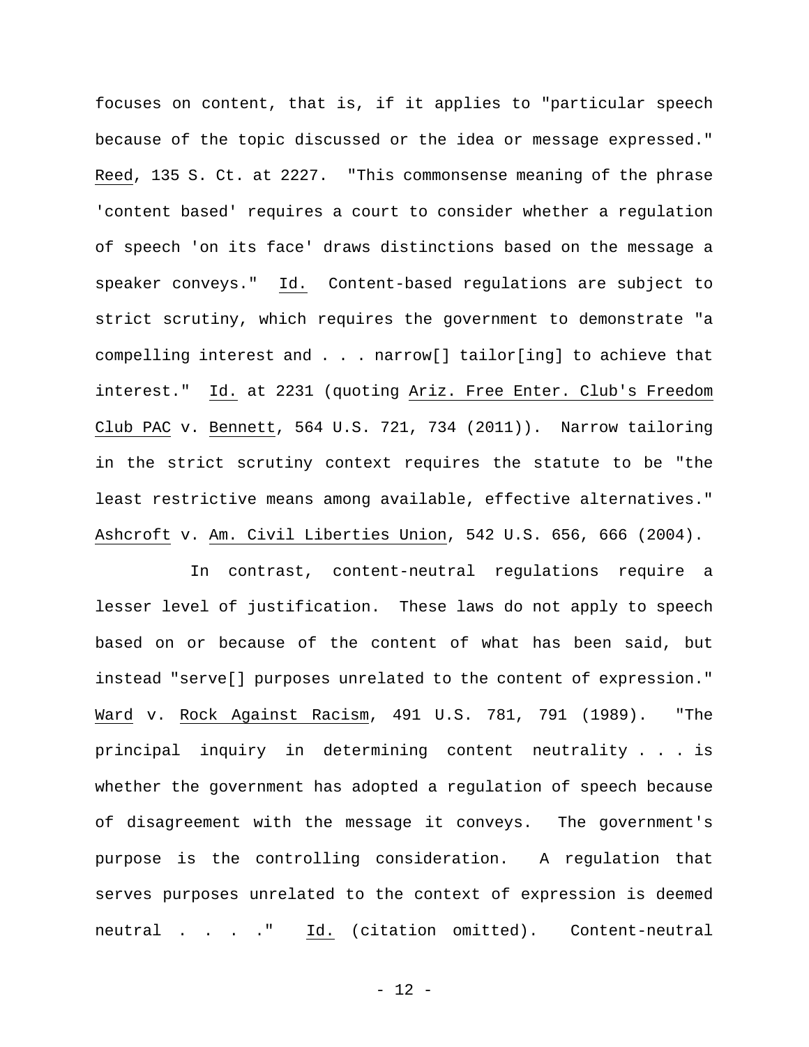focuses on content, that is, if it applies to "particular speech because of the topic discussed or the idea or message expressed." Reed, 135 S. Ct. at 2227. "This commonsense meaning of the phrase 'content based' requires a court to consider whether a regulation of speech 'on its face' draws distinctions based on the message a speaker conveys." Id. Content-based regulations are subject to strict scrutiny, which requires the government to demonstrate "a compelling interest and . . . narrow[] tailor[ing] to achieve that interest." Id. at 2231 (quoting Ariz. Free Enter. Club's Freedom Club PAC v. Bennett, 564 U.S. 721, 734 (2011)). Narrow tailoring in the strict scrutiny context requires the statute to be "the least restrictive means among available, effective alternatives." Ashcroft v. Am. Civil Liberties Union, 542 U.S. 656, 666 (2004).

In contrast, content-neutral regulations require a lesser level of justification. These laws do not apply to speech based on or because of the content of what has been said, but instead "serve[] purposes unrelated to the content of expression." Ward v. Rock Against Racism, 491 U.S. 781, 791 (1989). "The principal inquiry in determining content neutrality . . . is whether the government has adopted a regulation of speech because of disagreement with the message it conveys. The government's purpose is the controlling consideration. A regulation that serves purposes unrelated to the context of expression is deemed neutral . . . ." Id. (citation omitted). Content-neutral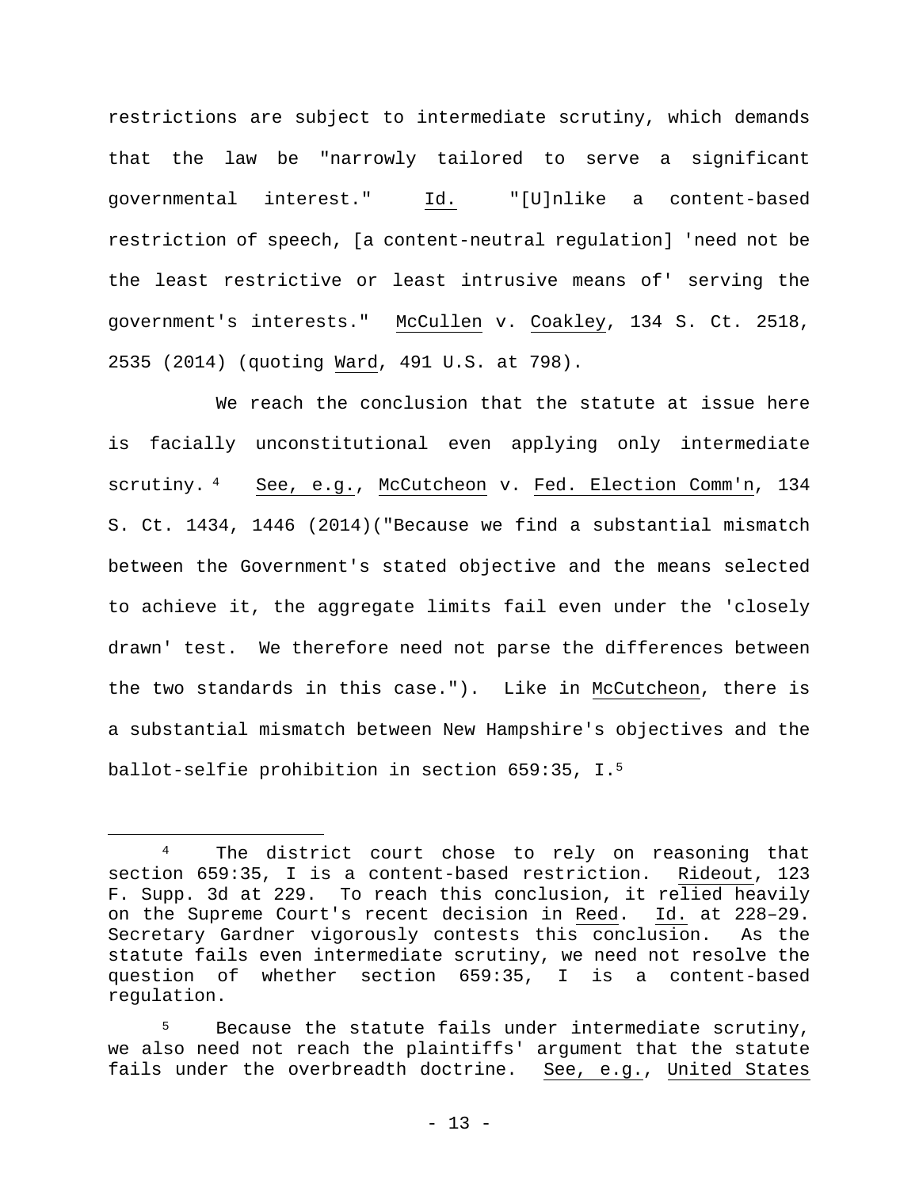restrictions are subject to intermediate scrutiny, which demands that the law be "narrowly tailored to serve a significant governmental interest." Id. "[U]nlike a content-based restriction of speech, [a content-neutral regulation] 'need not be the least restrictive or least intrusive means of' serving the government's interests." McCullen v. Coakley, 134 S. Ct. 2518, 2535 (2014) (quoting Ward, 491 U.S. at 798).

We reach the conclusion that the statute at issue here is facially unconstitutional even applying only intermediate scrutiny.[4] See, e.g., McCutcheon v. Fed. Election Comm'n, 134 S. Ct. 1434, 1446 (2014)("Because we find a substantial mismatch between the Government's stated objective and the means selected to achieve it, the aggregate limits fail even under the 'closely drawn' test. We therefore need not parse the differences between the two standards in this case."). Like in McCutcheon, there is a substantial mismatch between New Hampshire's objectives and the ballot-selfie prohibition in section 659:35, I.[5]

---

[4] The district court chose to rely on reasoning that section 659:35, I is a content-based restriction. Rideout, 123 F. Supp. 3d at 229. To reach this conclusion, it relied heavily on the Supreme Court's recent decision in Reed. Id. at 228–29. Secretary Gardner vigorously contests this conclusion. As the statute fails even intermediate scrutiny, we need not resolve the question of whether section 659:35, I is a content-based regulation.

[5] Because the statute fails under intermediate scrutiny, we also need not reach the plaintiffs' argument that the statute fails under the overbreadth doctrine. See, e.g., United States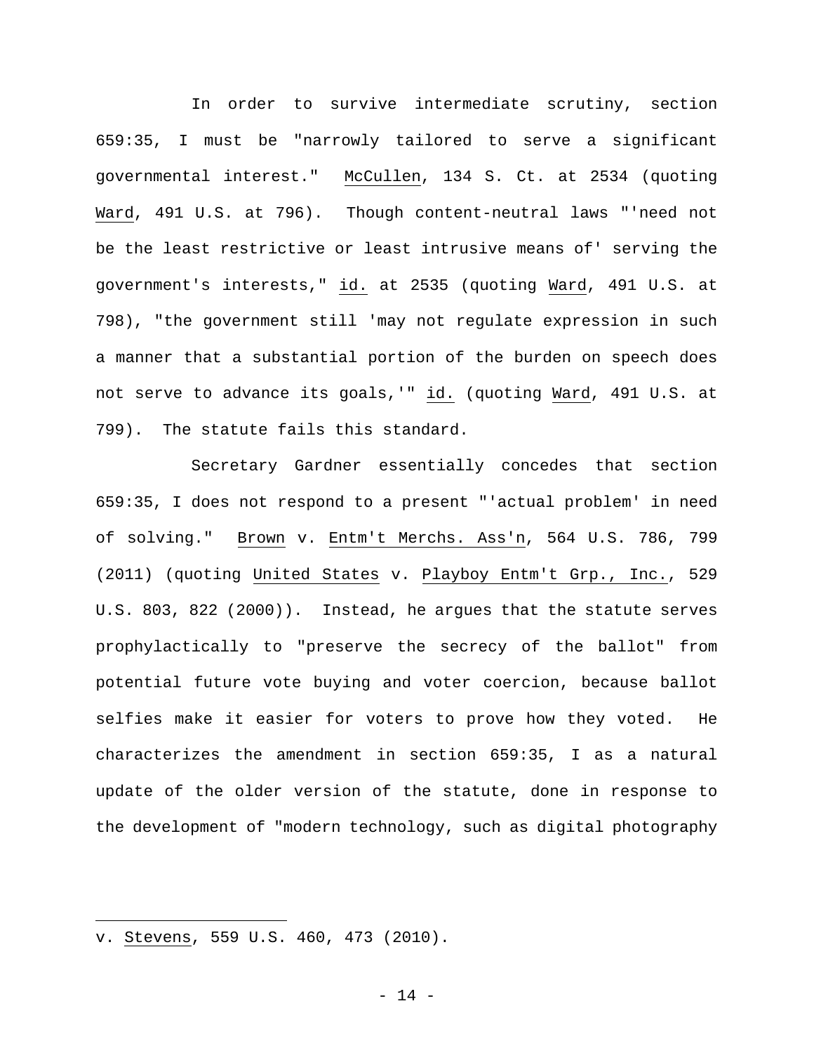In order to survive intermediate scrutiny, section 659:35, I must be "narrowly tailored to serve a significant governmental interest." McCullen, 134 S. Ct. at 2534 (quoting Ward, 491 U.S. at 796). Though content-neutral laws "'need not be the least restrictive or least intrusive means of' serving the government's interests," id. at 2535 (quoting Ward, 491 U.S. at 798), "the government still 'may not regulate expression in such a manner that a substantial portion of the burden on speech does not serve to advance its goals,'" id. (quoting Ward, 491 U.S. at 799). The statute fails this standard.

Secretary Gardner essentially concedes that section 659:35, I does not respond to a present "'actual problem' in need of solving." Brown v. Entm't Merchs. Ass'n, 564 U.S. 786, 799 (2011) (quoting United States v. Playboy Entm't Grp., Inc., 529 U.S. 803, 822 (2000)). Instead, he argues that the statute serves prophylactically to "preserve the secrecy of the ballot" from potential future vote buying and voter coercion, because ballot selfies make it easier for voters to prove how they voted. He characterizes the amendment in section 659:35, I as a natural update of the older version of the statute, done in response to the development of "modern technology, such as digital photography

---

v. Stevens, 559 U.S. 460, 473 (2010).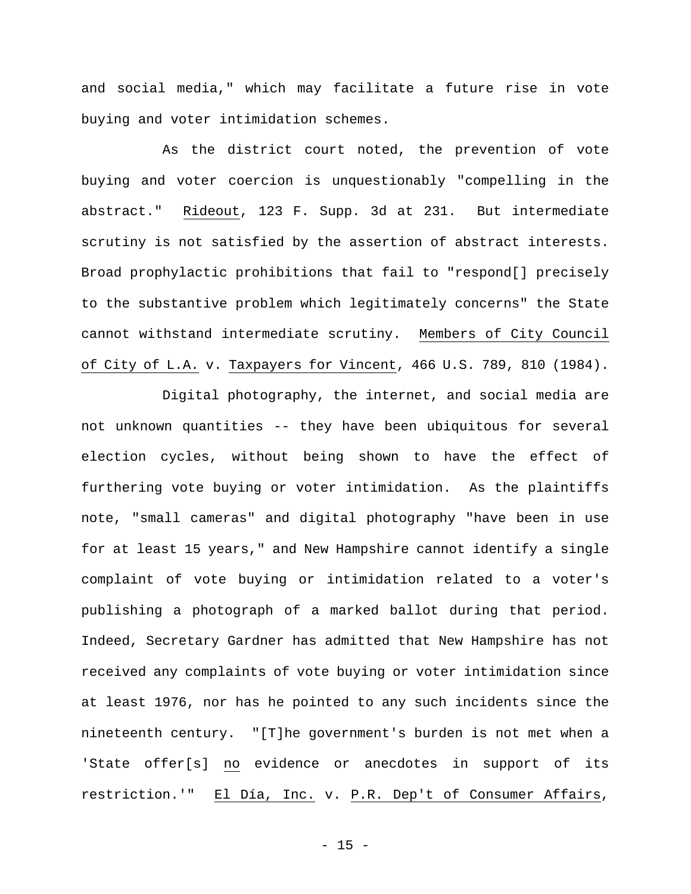and social media," which may facilitate a future rise in vote buying and voter intimidation schemes.

As the district court noted, the prevention of vote buying and voter coercion is unquestionably "compelling in the abstract." Rideout, 123 F. Supp. 3d at 231. But intermediate scrutiny is not satisfied by the assertion of abstract interests. Broad prophylactic prohibitions that fail to "respond[] precisely to the substantive problem which legitimately concerns" the State cannot withstand intermediate scrutiny. Members of City Council of City of L.A. v. Taxpayers for Vincent, 466 U.S. 789, 810 (1984).

Digital photography, the internet, and social media are not unknown quantities -- they have been ubiquitous for several election cycles, without being shown to have the effect of furthering vote buying or voter intimidation. As the plaintiffs note, "small cameras" and digital photography "have been in use for at least 15 years," and New Hampshire cannot identify a single complaint of vote buying or intimidation related to a voter's publishing a photograph of a marked ballot during that period. Indeed, Secretary Gardner has admitted that New Hampshire has not received any complaints of vote buying or voter intimidation since at least 1976, nor has he pointed to any such incidents since the nineteenth century. "[T]he government's burden is not met when a 'State offer[s] no evidence or anecdotes in support of its restriction.'" El Día, Inc. v. P.R. Dep't of Consumer Affairs,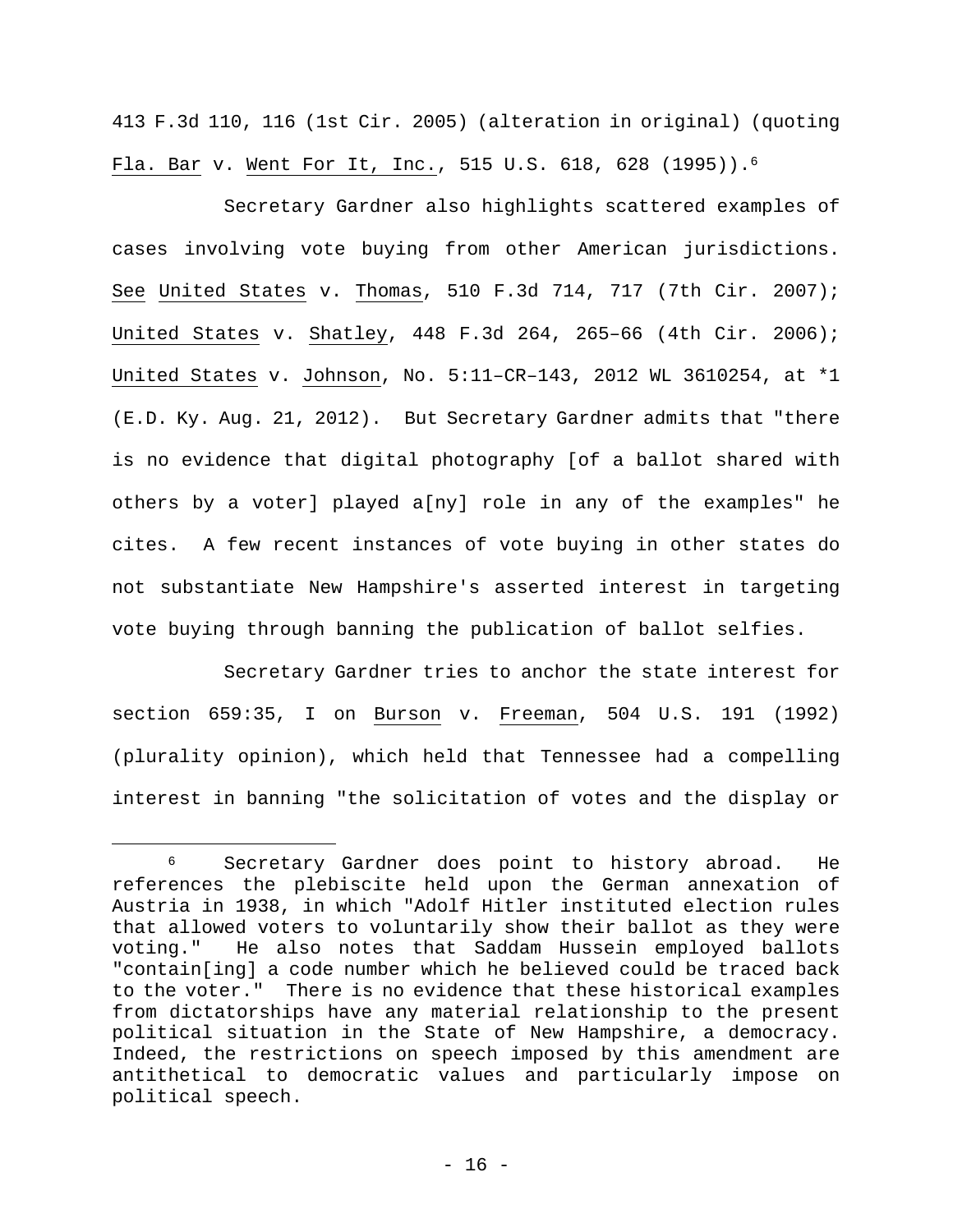413 F.3d 110, 116 (1st Cir. 2005) (alteration in original) (quoting Fla. Bar v. Went For It, Inc., 515 U.S. 618, 628 (1995)).[6]

Secretary Gardner also highlights scattered examples of cases involving vote buying from other American jurisdictions. See United States v. Thomas, 510 F.3d 714, 717 (7th Cir. 2007); United States v. Shatley, 448 F.3d 264, 265–66 (4th Cir. 2006); United States v. Johnson, No. 5:11–CR–143, 2012 WL 3610254, at *1 (E.D. Ky. Aug. 21, 2012). But Secretary Gardner admits that "there is no evidence that digital photography [of a ballot shared with others by a voter] played a[ny] role in any of the examples" he cites. A few recent instances of vote buying in other states do not substantiate New Hampshire's asserted interest in targeting vote buying through banning the publication of ballot selfies.

Secretary Gardner tries to anchor the state interest for section 659:35, I on Burson v. Freeman, 504 U.S. 191 (1992) (plurality opinion), which held that Tennessee had a compelling interest in banning "the solicitation of votes and the display or

---

[6] Secretary Gardner does point to history abroad. He references the plebiscite held upon the German annexation of Austria in 1938, in which "Adolf Hitler instituted election rules that allowed voters to voluntarily show their ballot as they were voting." He also notes that Saddam Hussein employed ballots "contain[ing] a code number which he believed could be traced back to the voter." There is no evidence that these historical examples from dictatorships have any material relationship to the present political situation in the State of New Hampshire, a democracy. Indeed, the restrictions on speech imposed by this amendment are antithetical to democratic values and particularly impose on political speech.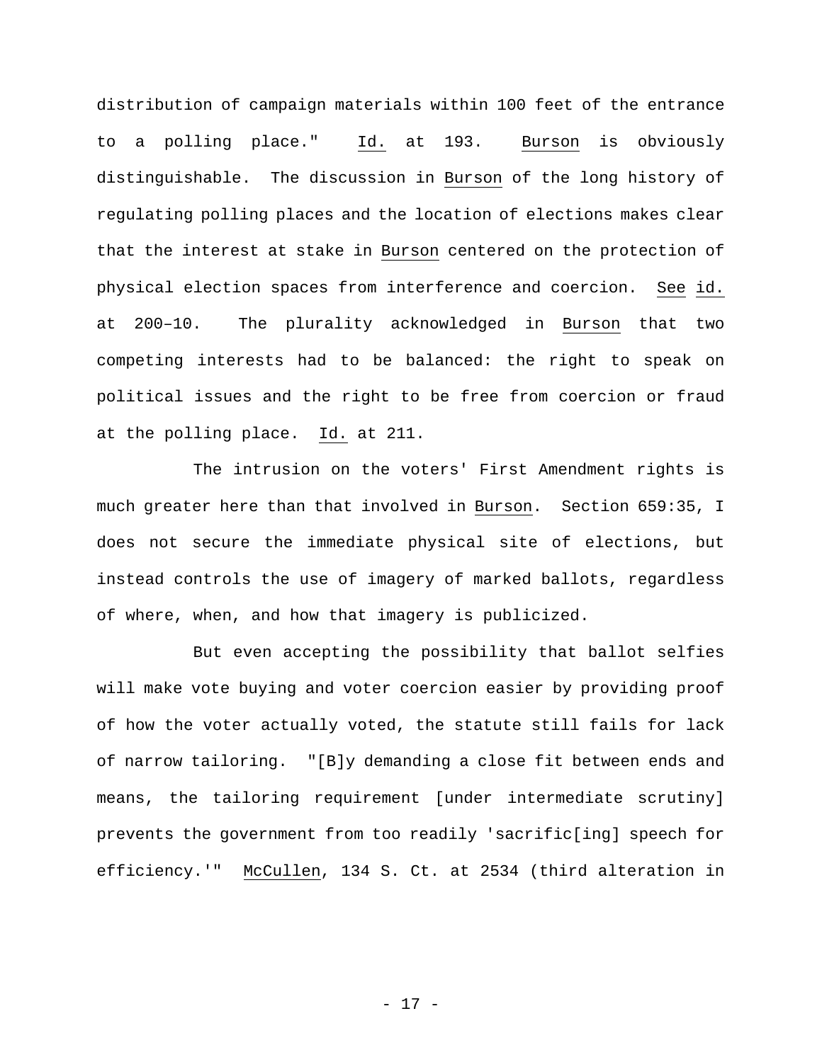distribution of campaign materials within 100 feet of the entrance to a polling place." Id. at 193. Burson is obviously distinguishable. The discussion in Burson of the long history of regulating polling places and the location of elections makes clear that the interest at stake in Burson centered on the protection of physical election spaces from interference and coercion. See id. at 200–10. The plurality acknowledged in Burson that two competing interests had to be balanced: the right to speak on political issues and the right to be free from coercion or fraud at the polling place. Id. at 211.

The intrusion on the voters' First Amendment rights is much greater here than that involved in Burson. Section 659:35, I does not secure the immediate physical site of elections, but instead controls the use of imagery of marked ballots, regardless of where, when, and how that imagery is publicized.

But even accepting the possibility that ballot selfies will make vote buying and voter coercion easier by providing proof of how the voter actually voted, the statute still fails for lack of narrow tailoring. "[B]y demanding a close fit between ends and means, the tailoring requirement [under intermediate scrutiny] prevents the government from too readily 'sacrific[ing] speech for efficiency.'" McCullen, 134 S. Ct. at 2534 (third alteration in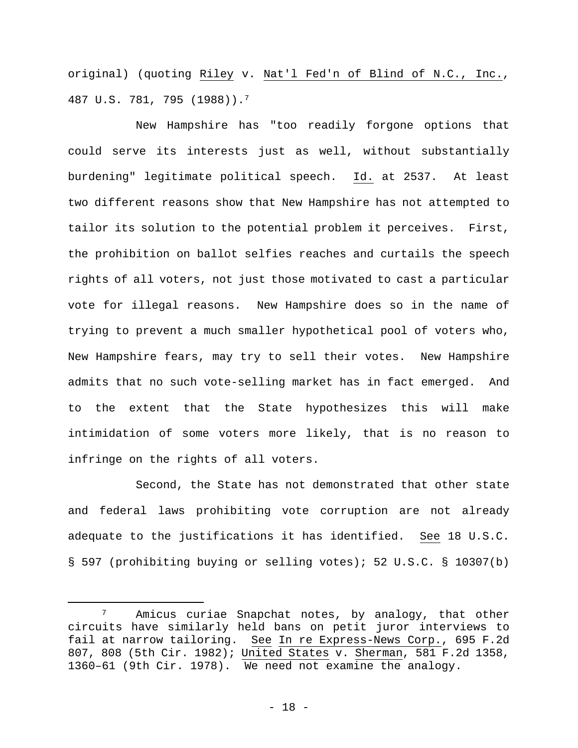original) (quoting Riley v. Nat'l Fed'n of Blind of N.C., Inc., 487 U.S. 781, 795 (1988)).[7]

New Hampshire has "too readily forgone options that could serve its interests just as well, without substantially burdening" legitimate political speech. Id. at 2537. At least two different reasons show that New Hampshire has not attempted to tailor its solution to the potential problem it perceives. First, the prohibition on ballot selfies reaches and curtails the speech rights of all voters, not just those motivated to cast a particular vote for illegal reasons. New Hampshire does so in the name of trying to prevent a much smaller hypothetical pool of voters who, New Hampshire fears, may try to sell their votes. New Hampshire admits that no such vote-selling market has in fact emerged. And to the extent that the State hypothesizes this will make intimidation of some voters more likely, that is no reason to infringe on the rights of all voters.

Second, the State has not demonstrated that other state and federal laws prohibiting vote corruption are not already adequate to the justifications it has identified. See 18 U.S.C. § 597 (prohibiting buying or selling votes); 52 U.S.C. § 10307(b)

---

[7] Amicus curiae Snapchat notes, by analogy, that other circuits have similarly held bans on petit juror interviews to fail at narrow tailoring. See In re Express-News Corp., 695 F.2d 807, 808 (5th Cir. 1982); United States v. Sherman, 581 F.2d 1358, 1360–61 (9th Cir. 1978). We need not examine the analogy.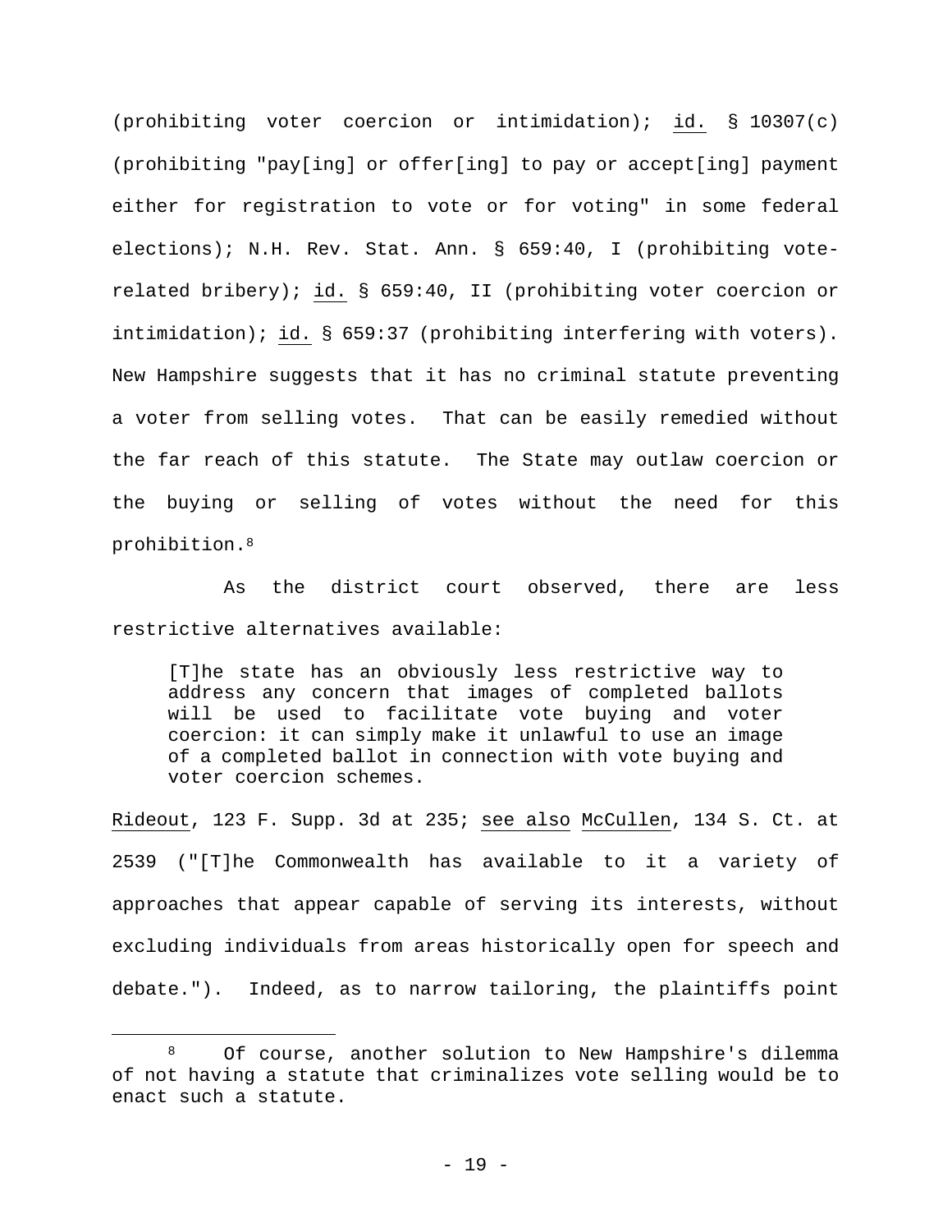(prohibiting voter coercion or intimidation); _id._ § 10307(c) (prohibiting "pay[ing] or offer[ing] to pay or accept[ing] payment either for registration to vote or for voting" in some federal elections); N.H. Rev. Stat. Ann. § 659:40, I (prohibiting vote-related bribery); _id._ § 659:40, II (prohibiting voter coercion or intimidation); _id._ § 659:37 (prohibiting interfering with voters). New Hampshire suggests that it has no criminal statute preventing a voter from selling votes. That can be easily remedied without the far reach of this statute. The State may outlaw coercion or the buying or selling of votes without the need for this prohibition.[8]

As the district court observed, there are less restrictive alternatives available:

> [T]he state has an obviously less restrictive way to address any concern that images of completed ballots will be used to facilitate vote buying and voter coercion: it can simply make it unlawful to use an image of a completed ballot in connection with vote buying and voter coercion schemes.

_Rideout_, 123 F. Supp. 3d at 235; _see also_ _McCullen_, 134 S. Ct. at 2539 ("[T]he Commonwealth has available to it a variety of approaches that appear capable of serving its interests, without excluding individuals from areas historically open for speech and debate."). Indeed, as to narrow tailoring, the plaintiffs point

---

[8] Of course, another solution to New Hampshire's dilemma of not having a statute that criminalizes vote selling would be to enact such a statute.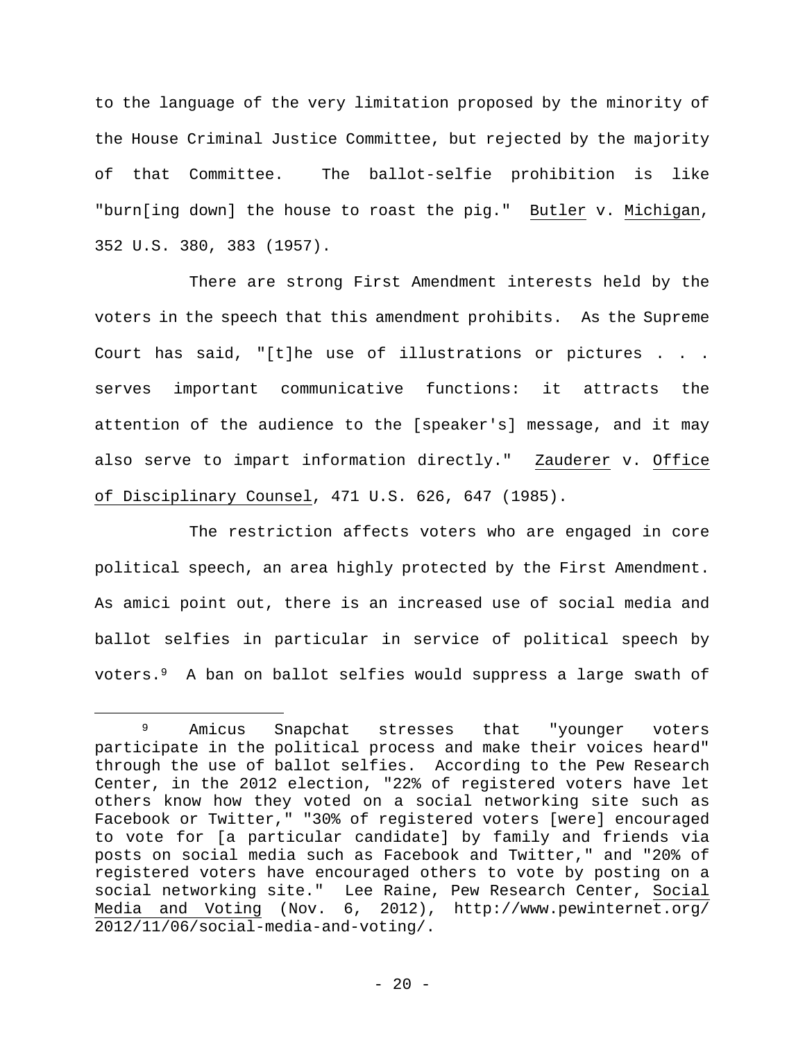to the language of the very limitation proposed by the minority of the House Criminal Justice Committee, but rejected by the majority of that Committee. The ballot-selfie prohibition is like "burn[ing down] the house to roast the pig." Butler v. Michigan, 352 U.S. 380, 383 (1957).

There are strong First Amendment interests held by the voters in the speech that this amendment prohibits. As the Supreme Court has said, "[t]he use of illustrations or pictures . . . serves important communicative functions: it attracts the attention of the audience to the [speaker's] message, and it may also serve to impart information directly." Zauderer v. Office of Disciplinary Counsel, 471 U.S. 626, 647 (1985).

The restriction affects voters who are engaged in core political speech, an area highly protected by the First Amendment. As amici point out, there is an increased use of social media and ballot selfies in particular in service of political speech by voters.[9] A ban on ballot selfies would suppress a large swath of

---

[9] Amicus Snapchat stresses that "younger voters participate in the political process and make their voices heard" through the use of ballot selfies. According to the Pew Research Center, in the 2012 election, "22% of registered voters have let others know how they voted on a social networking site such as Facebook or Twitter," "30% of registered voters [were] encouraged to vote for [a particular candidate] by family and friends via posts on social media such as Facebook and Twitter," and "20% of registered voters have encouraged others to vote by posting on a social networking site." Lee Raine, Pew Research Center, Social Media and Voting (Nov. 6, 2012), http://www.pewinternet.org/2012/11/06/social-media-and-voting/.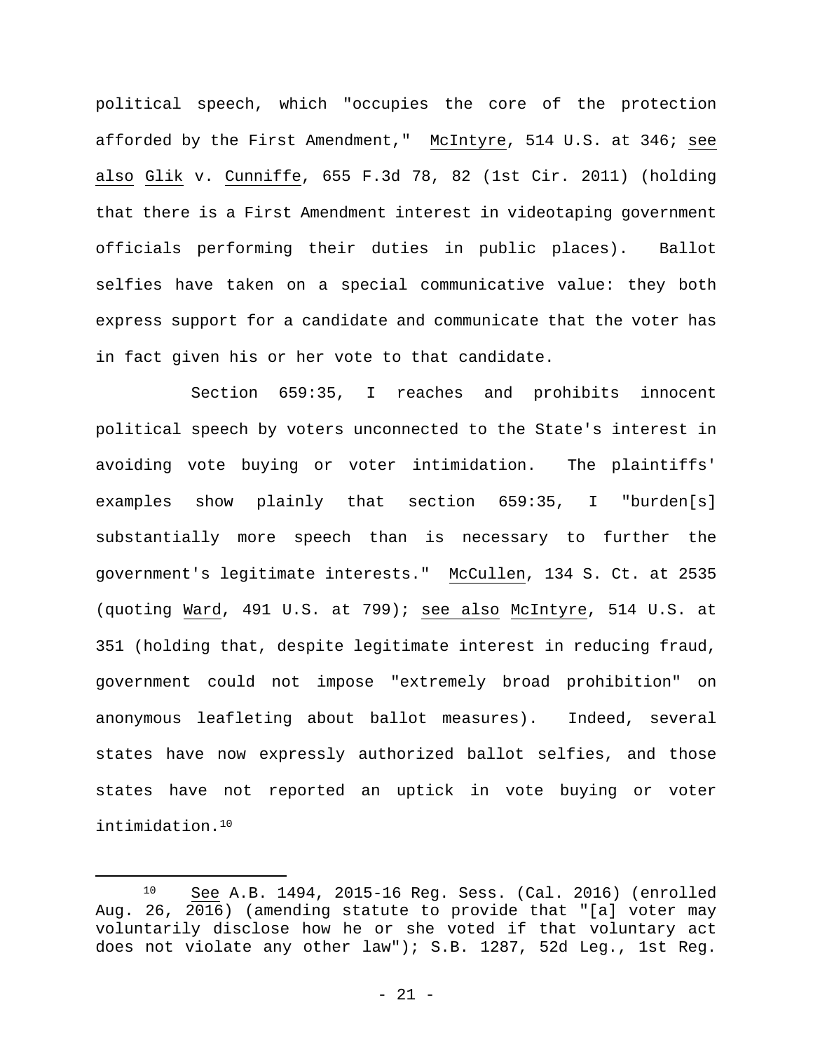political speech, which "occupies the core of the protection afforded by the First Amendment," McIntyre, 514 U.S. at 346; see also Glik v. Cunniffe, 655 F.3d 78, 82 (1st Cir. 2011) (holding that there is a First Amendment interest in videotaping government officials performing their duties in public places). Ballot selfies have taken on a special communicative value: they both express support for a candidate and communicate that the voter has in fact given his or her vote to that candidate.

Section 659:35, I reaches and prohibits innocent political speech by voters unconnected to the State's interest in avoiding vote buying or voter intimidation. The plaintiffs' examples show plainly that section 659:35, I "burden[s] substantially more speech than is necessary to further the government's legitimate interests." McCullen, 134 S. Ct. at 2535 (quoting Ward, 491 U.S. at 799); see also McIntyre, 514 U.S. at 351 (holding that, despite legitimate interest in reducing fraud, government could not impose "extremely broad prohibition" on anonymous leafleting about ballot measures). Indeed, several states have now expressly authorized ballot selfies, and those states have not reported an uptick in vote buying or voter intimidation.[10]

---

[10] See A.B. 1494, 2015-16 Reg. Sess. (Cal. 2016) (enrolled Aug. 26, 2016) (amending statute to provide that "[a] voter may voluntarily disclose how he or she voted if that voluntary act does not violate any other law"); S.B. 1287, 52d Leg., 1st Reg.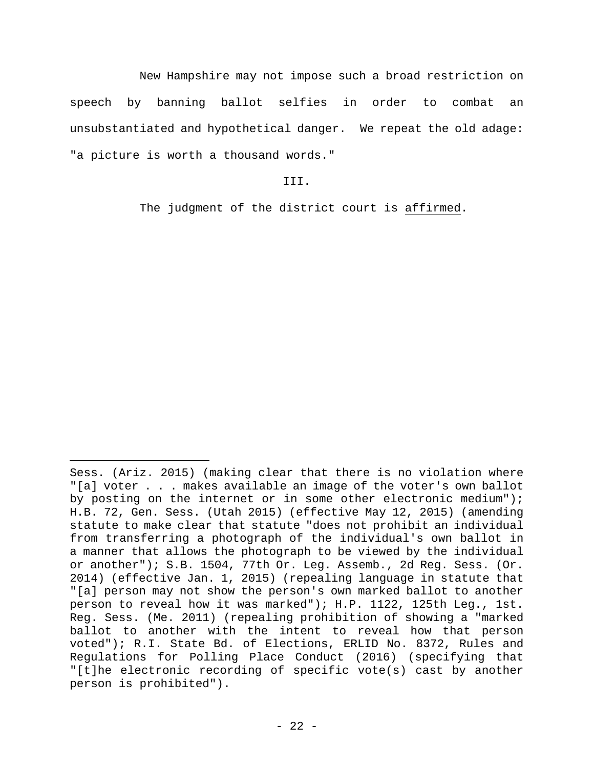New Hampshire may not impose such a broad restriction on speech by banning ballot selfies in order to combat an unsubstantiated and hypothetical danger. We repeat the old adage: "a picture is worth a thousand words."

III.

The judgment of the district court is affirmed.

---

Sess. (Ariz. 2015) (making clear that there is no violation where "[a] voter . . . makes available an image of the voter's own ballot by posting on the internet or in some other electronic medium"); H.B. 72, Gen. Sess. (Utah 2015) (effective May 12, 2015) (amending statute to make clear that statute "does not prohibit an individual from transferring a photograph of the individual's own ballot in a manner that allows the photograph to be viewed by the individual or another"); S.B. 1504, 77th Or. Leg. Assemb., 2d Reg. Sess. (Or. 2014) (effective Jan. 1, 2015) (repealing language in statute that "[a] person may not show the person's own marked ballot to another person to reveal how it was marked"); H.P. 1122, 125th Leg., 1st. Reg. Sess. (Me. 2011) (repealing prohibition of showing a "marked ballot to another with the intent to reveal how that person voted"); R.I. State Bd. of Elections, ERLID No. 8372, Rules and Regulations for Polling Place Conduct (2016) (specifying that "[t]he electronic recording of specific vote(s) cast by another person is prohibited").